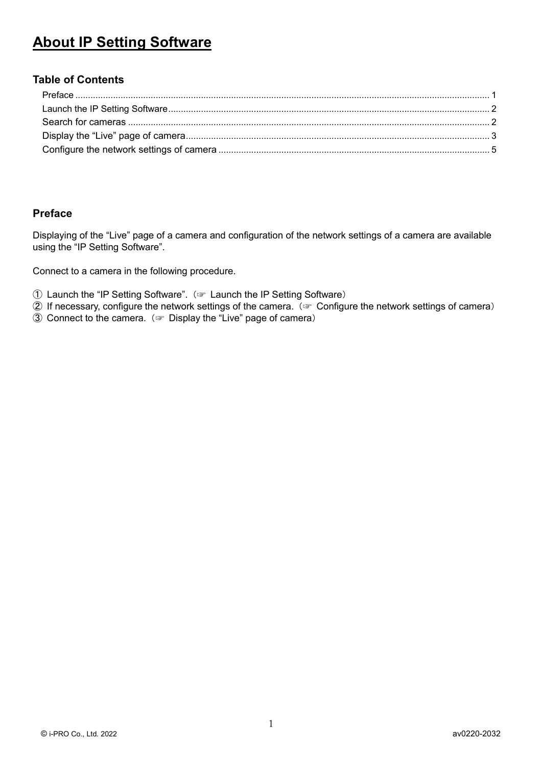# About IP Setting Software

### Table of Contents

Preface ........................................................................................................................................................ 1
Launch the IP Setting Software.................................................................................................................. 2
Search for cameras .................................................................................................................................... 2
Display the “Live” page of camera.............................................................................................................. 3
Configure the network settings of camera .................................................................................................. 5

### Preface

Displaying of the “Live” page of a camera and configuration of the network settings of a camera are available using the “IP Setting Software”.

Connect to a camera in the following procedure.

① Launch the “IP Setting Software”.（☞ Launch the IP Setting Software）
② If necessary, configure the network settings of the camera.（☞ Configure the network settings of camera）
③ Connect to the camera.（☞ Display the “Live” page of camera）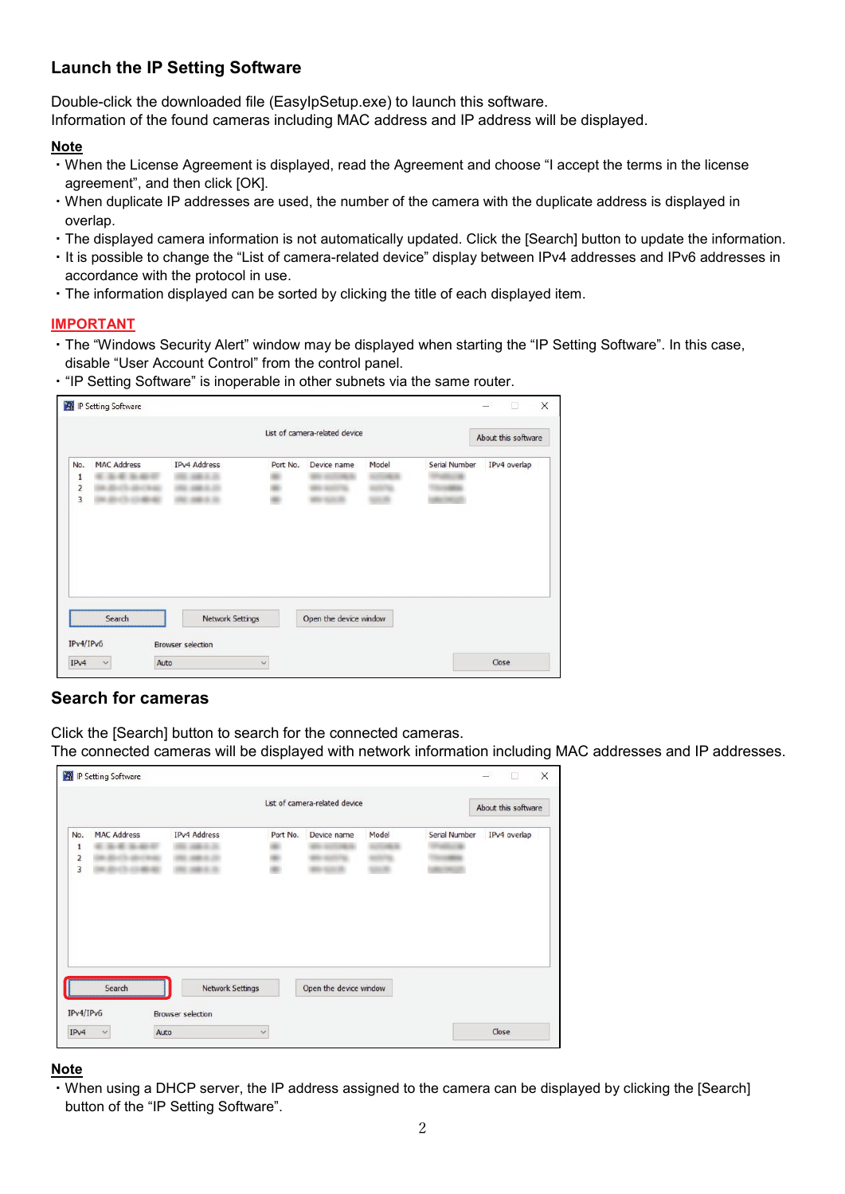## Launch the IP Setting Software

Double-click the downloaded file (EasyIpSetup.exe) to launch this software.
Information of the found cameras including MAC address and IP address will be displayed.

**Note**

- When the License Agreement is displayed, read the Agreement and choose "I accept the terms in the license agreement", and then click [OK].
- When duplicate IP addresses are used, the number of the camera with the duplicate address is displayed in overlap.
- The displayed camera information is not automatically updated. Click the [Search] button to update the information.
- It is possible to change the "List of camera-related device" display between IPv4 addresses and IPv6 addresses in accordance with the protocol in use.
- The information displayed can be sorted by clicking the title of each displayed item.

**IMPORTANT**

- The "Windows Security Alert" window may be displayed when starting the "IP Setting Software". In this case, disable "User Account Control" from the control panel.
- "IP Setting Software" is inoperable in other subnets via the same router.

## Search for cameras

Click the [Search] button to search for the connected cameras.
The connected cameras will be displayed with network information including MAC addresses and IP addresses.

**Note**

- When using a DHCP server, the IP address assigned to the camera can be displayed by clicking the [Search] button of the "IP Setting Software".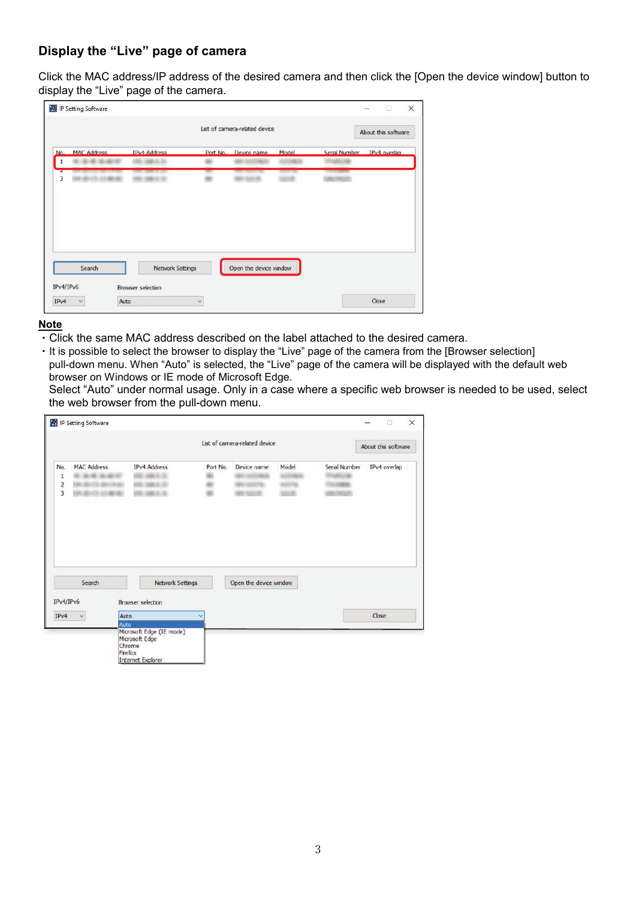## Display the “Live” page of camera

Click the MAC address/IP address of the desired camera and then click the [Open the device window] button to display the “Live” page of the camera.

**Note**

- Click the same MAC address described on the label attached to the desired camera.
- It is possible to select the browser to display the “Live” page of the camera from the [Browser selection] pull-down menu. When “Auto” is selected, the “Live” page of the camera will be displayed with the default web browser on Windows or IE mode of Microsoft Edge.
  Select “Auto” under normal usage. Only in a case where a specific web browser is needed to be used, select the web browser from the pull-down menu.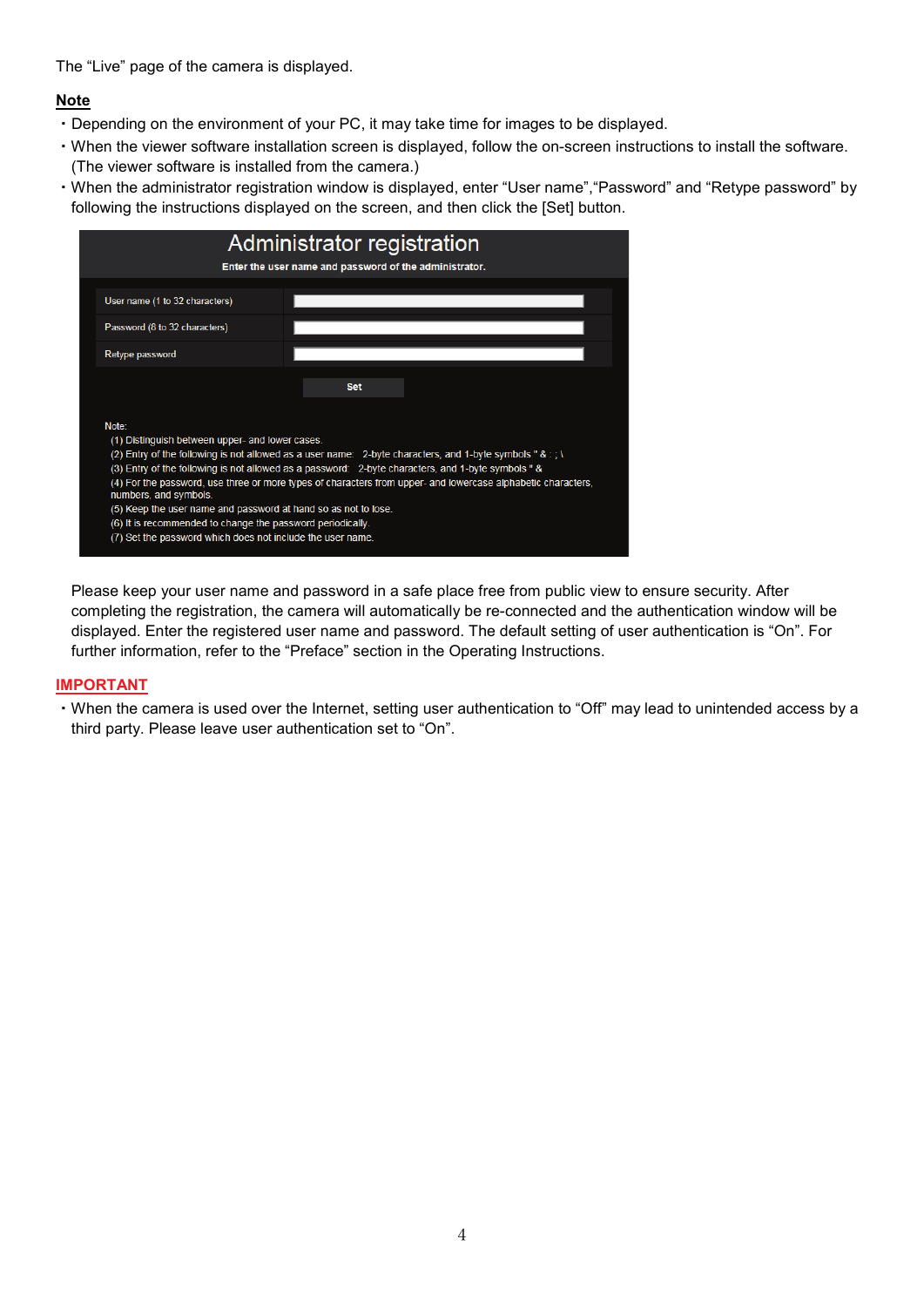The “Live” page of the camera is displayed.

**Note**

- Depending on the environment of your PC, it may take time for images to be displayed.
- When the viewer software installation screen is displayed, follow the on-screen instructions to install the software. (The viewer software is installed from the camera.)
- When the administrator registration window is displayed, enter “User name”,“Password” and “Retype password” by following the instructions displayed on the screen, and then click the [Set] button.

Administrator registration

Enter the user name and password of the administrator.

| | |
|---|---|
| User name (1 to 32 characters) | |
| Password (8 to 32 characters) | |
| Retype password | |

Set

Note:
(1) Distinguish between upper- and lower cases.
(2) Entry of the following is not allowed as a user name: 2-byte characters, and 1-byte symbols " & : ; \
(3) Entry of the following is not allowed as a password: 2-byte characters, and 1-byte symbols " &
(4) For the password, use three or more types of characters from upper- and lowercase alphabetic characters, numbers, and symbols.
(5) Keep the user name and password at hand so as not to lose.
(6) It is recommended to change the password periodically.
(7) Set the password which does not include the user name.

Please keep your user name and password in a safe place free from public view to ensure security. After completing the registration, the camera will automatically be re-connected and the authentication window will be displayed. Enter the registered user name and password. The default setting of user authentication is “On”. For further information, refer to the “Preface” section in the Operating Instructions.

**IMPORTANT**

- When the camera is used over the Internet, setting user authentication to “Off” may lead to unintended access by a third party. Please leave user authentication set to “On”.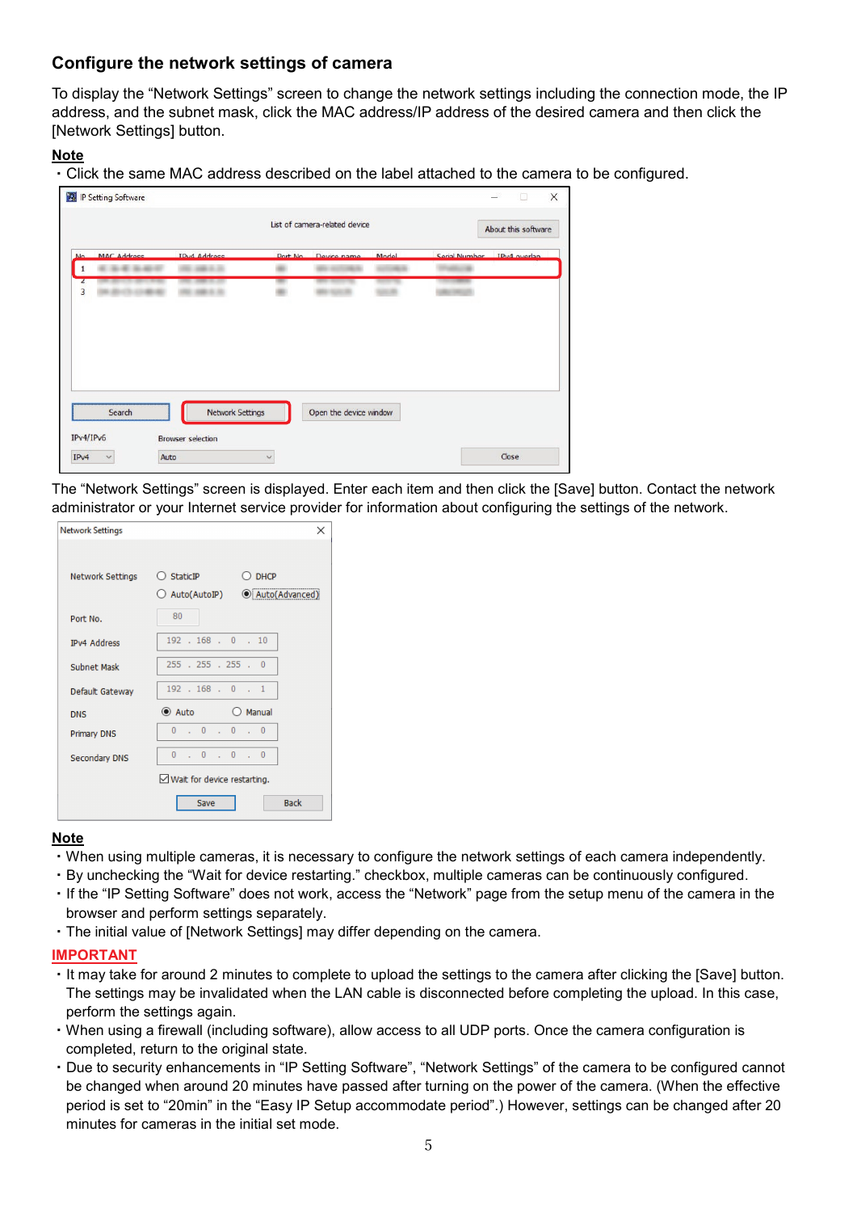## Configure the network settings of camera

To display the "Network Settings" screen to change the network settings including the connection mode, the IP address, and the subnet mask, click the MAC address/IP address of the desired camera and then click the [Network Settings] button.

**Note**

- Click the same MAC address described on the label attached to the camera to be configured.

The "Network Settings" screen is displayed. Enter each item and then click the [Save] button. Contact the network administrator or your Internet service provider for information about configuring the settings of the network.

**Note**

- When using multiple cameras, it is necessary to configure the network settings of each camera independently.
- By unchecking the "Wait for device restarting." checkbox, multiple cameras can be continuously configured.
- If the "IP Setting Software" does not work, access the "Network" page from the setup menu of the camera in the browser and perform settings separately.
- The initial value of [Network Settings] may differ depending on the camera.

**IMPORTANT**

- It may take for around 2 minutes to complete to upload the settings to the camera after clicking the [Save] button. The settings may be invalidated when the LAN cable is disconnected before completing the upload. In this case, perform the settings again.
- When using a firewall (including software), allow access to all UDP ports. Once the camera configuration is completed, return to the original state.
- Due to security enhancements in "IP Setting Software", "Network Settings" of the camera to be configured cannot be changed when around 20 minutes have passed after turning on the power of the camera. (When the effective period is set to "20min" in the "Easy IP Setup accommodate period".) However, settings can be changed after 20 minutes for cameras in the initial set mode.